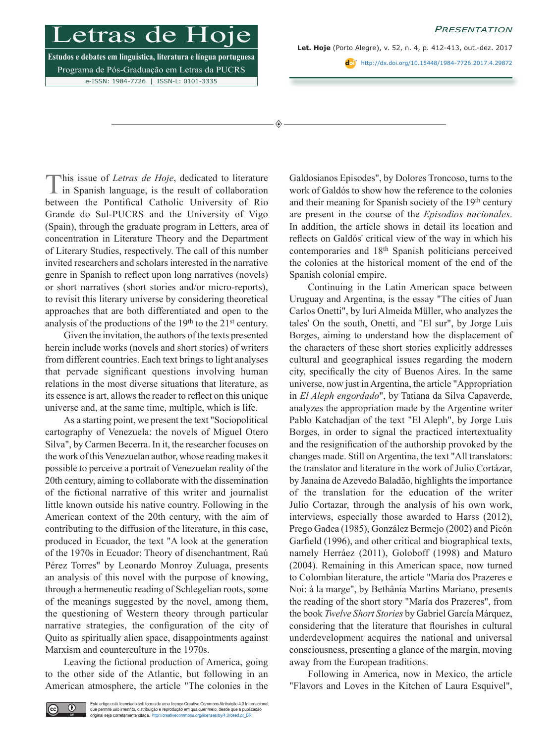# Presentation

This issue of *Letras de Hoje*, dedicated to literature in Spanish language, is the result of collaboration between the Pontifical Catholic University of Rio Grande do Sul-PUCRS and the University of Vigo (Spain), through the graduate program in Letters, area of concentration in Literature Theory and the Department of Literary Studies, respectively. The call of this number invited researchers and scholars interested in the narrative genre in Spanish to reflect upon long narratives (novels) or short narratives (short stories and/or micro-reports), to revisit this literary universe by considering theoretical approaches that are both differentiated and open to the analysis of the productions of the 19th to the 21st century.

Given the invitation, the authors of the texts presented herein include works (novels and short stories) of writers from different countries. Each text brings to light analyses that pervade significant questions involving human relations in the most diverse situations that literature, as its essence is art, allows the reader to reflect on this unique universe and, at the same time, multiple, which is life.

As a starting point, we present the text "Sociopolitical cartography of Venezuela: the novels of Miguel Otero Silva", by Carmen Becerra. In it, the researcher focuses on the work of this Venezuelan author, whose reading makes it possible to perceive a portrait of Venezuelan reality of the 20th century, aiming to collaborate with the dissemination of the fictional narrative of this writer and journalist little known outside his native country. Following in the American context of the 20th century, with the aim of contributing to the diffusion of the literature, in this case, produced in Ecuador, the text "A look at the generation of the 1970s in Ecuador: Theory of disenchantment, Raú Pérez Torres" by Leonardo Monroy Zuluaga, presents an analysis of this novel with the purpose of knowing, through a hermeneutic reading of Schlegelian roots, some of the meanings suggested by the novel, among them, the questioning of Western theory through particular narrative strategies, the configuration of the city of Quito as spiritually alien space, disappointments against Marxism and counterculture in the 1970s.

Leaving the fictional production of America, going to the other side of the Atlantic, but following in an American atmosphere, the article "The colonies in the Galdosianos Episodes", by Dolores Troncoso, turns to the work of Galdós to show how the reference to the colonies and their meaning for Spanish society of the 19th century are present in the course of the *Episodios nacionales*. In addition, the article shows in detail its location and reflects on Galdós' critical view of the way in which his contemporaries and 18th Spanish politicians perceived the colonies at the historical moment of the end of the Spanish colonial empire.

Continuing in the Latin American space between Uruguay and Argentina, is the essay "The cities of Juan Carlos Onetti", by Iuri Almeida Müller, who analyzes the tales' On the south, Onetti, and "El sur", by Jorge Luis Borges, aiming to understand how the displacement of the characters of these short stories explicitly addresses cultural and geographical issues regarding the modern city, specifically the city of Buenos Aires. In the same universe, now just in Argentina, the article "Appropriation in *El Aleph engordado*", by Tatiana da Silva Capaverde, analyzes the appropriation made by the Argentine writer Pablo Katchadjan of the text "El Aleph", by Jorge Luis Borges, in order to signal the practiced intertextuality and the resignification of the authorship provoked by the changes made. Still on Argentina, the text "All translators: the translator and literature in the work of Julio Cortázar, by Janaina de Azevedo Baladão, highlights the importance of the translation for the education of the writer Julio Cortazar, through the analysis of his own work, interviews, especially those awarded to Harss (2012), Prego Gadea (1985), González Bermejo (2002) and Picón Garfield (1996), and other critical and biographical texts, namely Herráez (2011), Goloboff (1998) and Maturo (2004). Remaining in this American space, now turned to Colombian literature, the article "Maria dos Prazeres e Noi: à la marge", by Bethânia Martins Mariano, presents the reading of the short story "María dos Prazeres", from the book *Twelve Short Stories* by Gabriel García Márquez, considering that the literature that flourishes in cultural underdevelopment acquires the national and universal consciousness, presenting a glance of the margin, moving away from the European traditions.

Following in America, now in Mexico, the article "Flavors and Loves in the Kitchen of Laura Esquivel",

Este artigo está licenciado sob forma de uma licença Creative Commons Atribuição 4.0 Internacional, que permite uso irrestrito, distribuição e reprodução em qualquer meio, desde que a publicação original seja corretamente citada. http://creativecommons.org/licenses/by/4.0/deed.pt_BR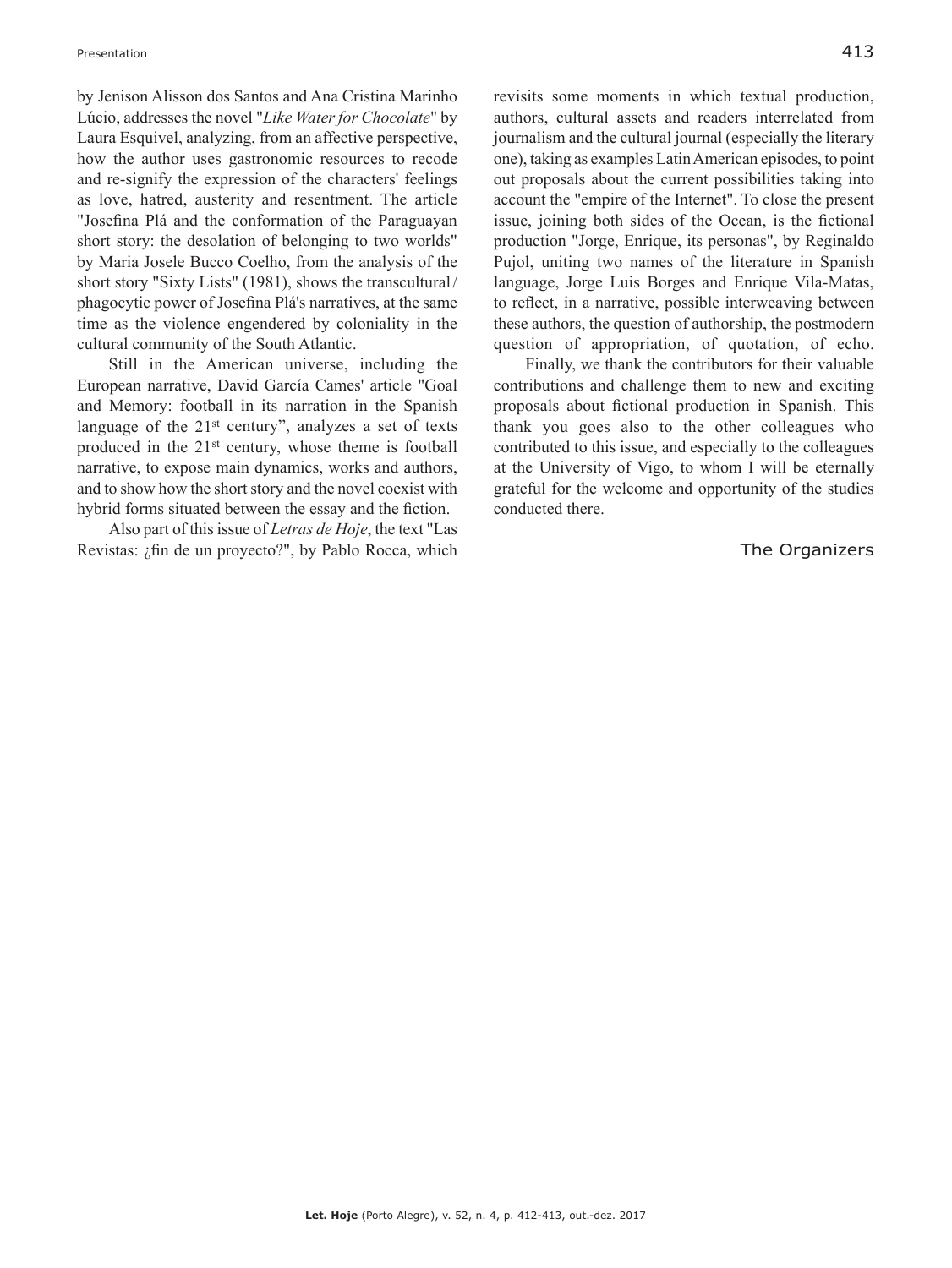by Jenison Alisson dos Santos and Ana Cristina Marinho Lúcio, addresses the novel "*Like Water for Chocolate*" by Laura Esquivel, analyzing, from an affective perspective, how the author uses gastronomic resources to recode and re-signify the expression of the characters' feelings as love, hatred, austerity and resentment. The article "Josefina Plá and the conformation of the Paraguayan short story: the desolation of belonging to two worlds" by Maria Josele Bucco Coelho, from the analysis of the short story "Sixty Lists" (1981), shows the transcultural / phagocytic power of Josefina Plá's narratives, at the same time as the violence engendered by coloniality in the cultural community of the South Atlantic.

Still in the American universe, including the European narrative, David García Cames' article "Goal and Memory: football in its narration in the Spanish language of the 21st century", analyzes a set of texts produced in the 21st century, whose theme is football narrative, to expose main dynamics, works and authors, and to show how the short story and the novel coexist with hybrid forms situated between the essay and the fiction.

Also part of this issue of *Letras de Hoje*, the text "Las Revistas: ¿fin de un proyecto?", by Pablo Rocca, which revisits some moments in which textual production, authors, cultural assets and readers interrelated from journalism and the cultural journal (especially the literary one), taking as examples Latin American episodes, to point out proposals about the current possibilities taking into account the "empire of the Internet". To close the present issue, joining both sides of the Ocean, is the fictional production "Jorge, Enrique, its personas", by Reginaldo Pujol, uniting two names of the literature in Spanish language, Jorge Luis Borges and Enrique Vila-Matas, to reflect, in a narrative, possible interweaving between these authors, the question of authorship, the postmodern question of appropriation, of quotation, of echo.

Finally, we thank the contributors for their valuable contributions and challenge them to new and exciting proposals about fictional production in Spanish. This thank you goes also to the other colleagues who contributed to this issue, and especially to the colleagues at the University of Vigo, to whom I will be eternally grateful for the welcome and opportunity of the studies conducted there.

The Organizers